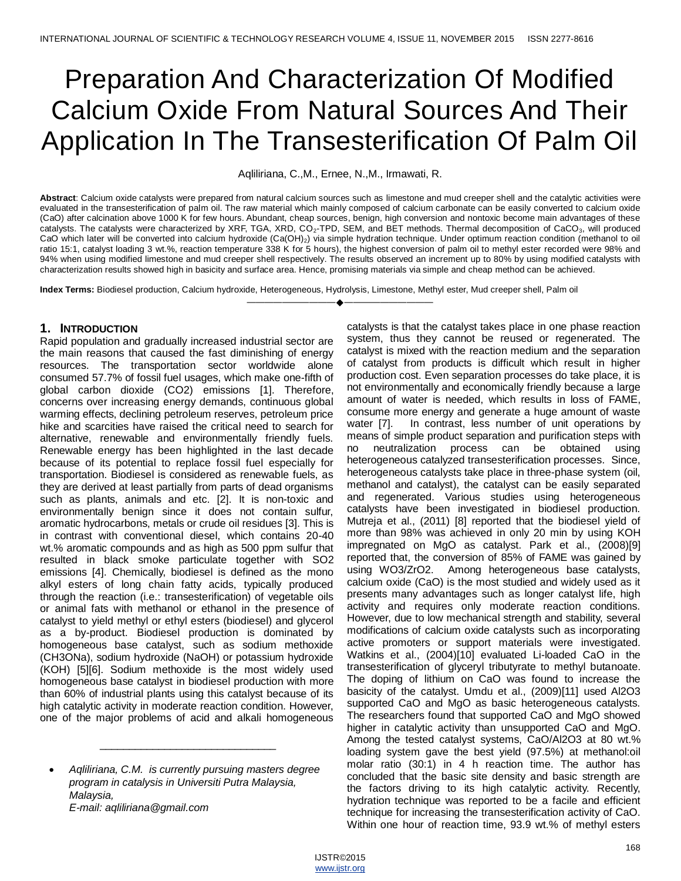# Preparation And Characterization Of Modified Calcium Oxide From Natural Sources And Their Application In The Transesterification Of Palm Oil

Aqliliriana, C.,M., Ernee, N.,M., Irmawati, R.

**Abstract**: Calcium oxide catalysts were prepared from natural calcium sources such as limestone and mud creeper shell and the catalytic activities were evaluated in the transesterification of palm oil. The raw material which mainly composed of calcium carbonate can be easily converted to calcium oxide (CaO) after calcination above 1000 K for few hours. Abundant, cheap sources, benign, high conversion and nontoxic become main advantages of these catalysts. The catalysts were characterized by XRF, TGA, XRD, $CO_2$-TPD, SEM, and BET methods. Thermal decomposition of $CaCO_3$, will produced CaO which later will be converted into calcium hydroxide ($Ca(OH)_2$) via simple hydration technique. Under optimum reaction condition (methanol to oil ratio 15:1, catalyst loading 3 wt.%, reaction temperature 338 K for 5 hours), the highest conversion of palm oil to methyl ester recorded were 98% and 94% when using modified limestone and mud creeper shell respectively. The results observed an increment up to 80% by using modified catalysts with characterization results showed high in basicity and surface area. Hence, promising materials via simple and cheap method can be achieved.

**Index Terms:** Biodiesel production, Calcium hydroxide, Heterogeneous, Hydrolysis, Limestone, Methyl ester, Mud creeper shell, Palm oil

---

## 1. INTRODUCTION

Rapid population and gradually increased industrial sector are the main reasons that caused the fast diminishing of energy resources. The transportation sector worldwide alone consumed 57.7% of fossil fuel usages, which make one-fifth of global carbon dioxide (CO2) emissions [1]. Therefore, concerns over increasing energy demands, continuous global warming effects, declining petroleum reserves, petroleum price hike and scarcities have raised the critical need to search for alternative, renewable and environmentally friendly fuels. Renewable energy has been highlighted in the last decade because of its potential to replace fossil fuel especially for transportation. Biodiesel is considered as renewable fuels, as they are derived at least partially from parts of dead organisms such as plants, animals and etc. [2]. It is non-toxic and environmentally benign since it does not contain sulfur, aromatic hydrocarbons, metals or crude oil residues [3]. This is in contrast with conventional diesel, which contains 20-40 wt.% aromatic compounds and as high as 500 ppm sulfur that resulted in black smoke particulate together with SO2 emissions [4]. Chemically, biodiesel is defined as the mono alkyl esters of long chain fatty acids, typically produced through the reaction (i.e.: transesterification) of vegetable oils or animal fats with methanol or ethanol in the presence of catalyst to yield methyl or ethyl esters (biodiesel) and glycerol as a by-product. Biodiesel production is dominated by homogeneous base catalyst, such as sodium methoxide (CH3ONa), sodium hydroxide (NaOH) or potassium hydroxide (KOH) [5][6]. Sodium methoxide is the most widely used homogeneous base catalyst in biodiesel production with more than 60% of industrial plants using this catalyst because of its high catalytic activity in moderate reaction condition. However, one of the major problems of acid and alkali homogeneous catalysts is that the catalyst takes place in one phase reaction system, thus they cannot be reused or regenerated. The catalyst is mixed with the reaction medium and the separation of catalyst from products is difficult which result in higher production cost. Even separation processes do take place, it is not environmentally and economically friendly because a large amount of water is needed, which results in loss of FAME, consume more energy and generate a huge amount of waste water [7]. In contrast, less number of unit operations by means of simple product separation and purification steps with no neutralization process can be obtained using heterogeneous catalyzed transesterification processes. Since, heterogeneous catalysts take place in three-phase system (oil, methanol and catalyst), the catalyst can be easily separated and regenerated. Various studies using heterogeneous catalysts have been investigated in biodiesel production. Mutreja et al., (2011) [8] reported that the biodiesel yield of more than 98% was achieved in only 20 min by using KOH impregnated on MgO as catalyst. Park et al., (2008)[9] reported that, the conversion of 85% of FAME was gained by using WO3/ZrO2. Among heterogeneous base catalysts, calcium oxide (CaO) is the most studied and widely used as it presents many advantages such as longer catalyst life, high activity and requires only moderate reaction conditions. However, due to low mechanical strength and stability, several modifications of calcium oxide catalysts such as incorporating active promoters or support materials were investigated. Watkins et al., (2004)[10] evaluated Li-loaded CaO in the transesterification of glyceryl tributyrate to methyl butanoate. The doping of lithium on CaO was found to increase the basicity of the catalyst. Umdu et al., (2009)[11] used Al2O3 supported CaO and MgO as basic heterogeneous catalysts. The researchers found that supported CaO and MgO showed higher in catalytic activity than unsupported CaO and MgO. Among the tested catalyst systems, CaO/Al2O3 at 80 wt.% loading system gave the best yield (97.5%) at methanol:oil molar ratio (30:1) in 4 h reaction time. The author has concluded that the basic site density and basic strength are the factors driving to its high catalytic activity. Recently, hydration technique was reported to be a facile and efficient technique for increasing the transesterification activity of CaO. Within one hour of reaction time, 93.9 wt.% of methyl esters

---

- *Aqliliriana, C.M. is currently pursuing masters degree program in catalysis in Universiti Putra Malaysia, Malaysia, E-mail: aqliliriana@gmail.com*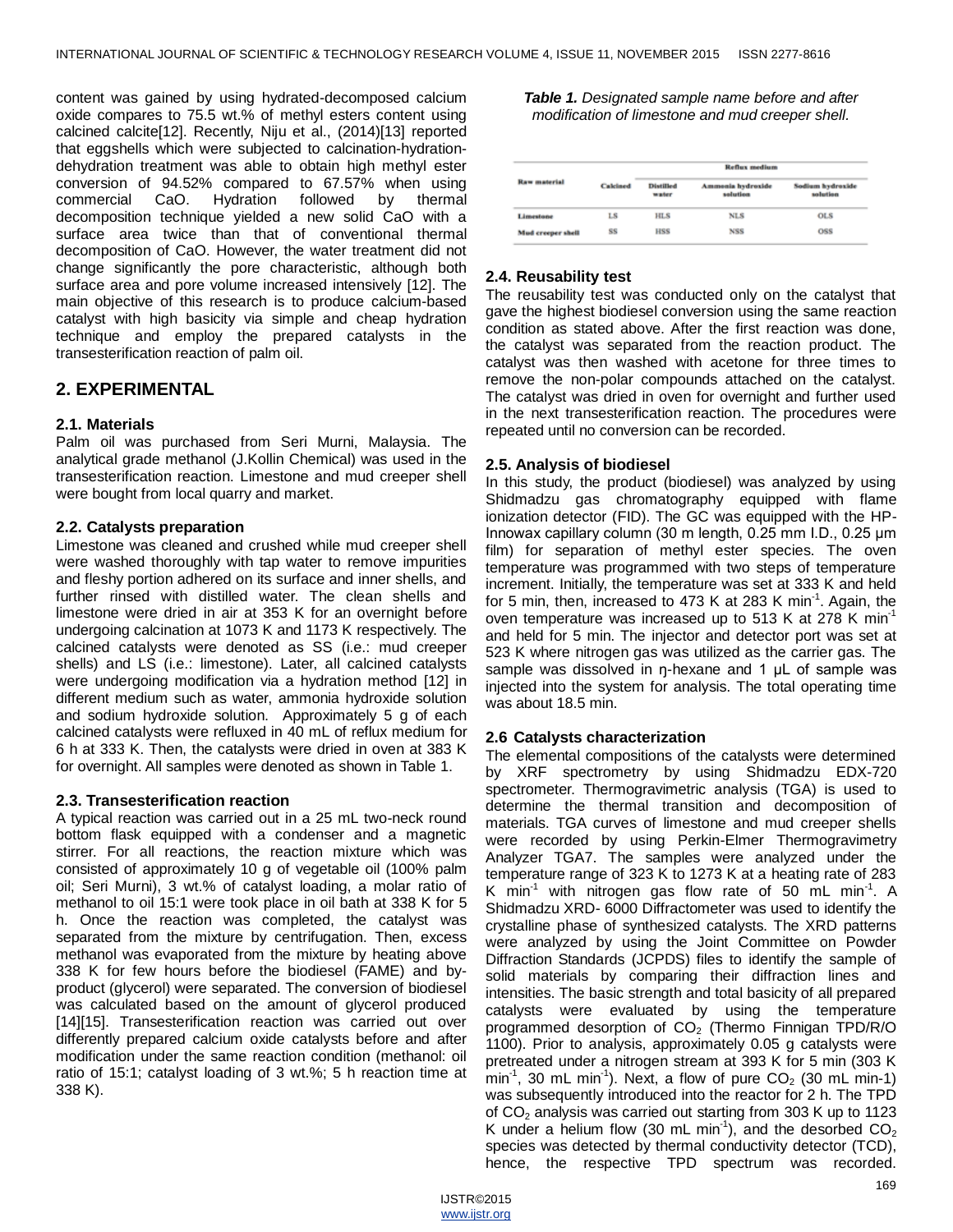content was gained by using hydrated-decomposed calcium oxide compares to 75.5 wt.% of methyl esters content using calcined calcite[12]. Recently, Niju et al., (2014)[13] reported that eggshells which were subjected to calcination-hydration-dehydration treatment was able to obtain high methyl ester conversion of 94.52% compared to 67.57% when using commercial CaO. Hydration followed by thermal decomposition technique yielded a new solid CaO with a surface area twice than that of conventional thermal decomposition of CaO. However, the water treatment did not change significantly the pore characteristic, although both surface area and pore volume increased intensively [12]. The main objective of this research is to produce calcium-based catalyst with high basicity via simple and cheap hydration technique and employ the prepared catalysts in the transesterification reaction of palm oil.

## 2. EXPERIMENTAL

### 2.1. Materials

Palm oil was purchased from Seri Murni, Malaysia. The analytical grade methanol (J.Kollin Chemical) was used in the transesterification reaction. Limestone and mud creeper shell were bought from local quarry and market.

### 2.2. Catalysts preparation

Limestone was cleaned and crushed while mud creeper shell were washed thoroughly with tap water to remove impurities and fleshy portion adhered on its surface and inner shells, and further rinsed with distilled water. The clean shells and limestone were dried in air at 353 K for an overnight before undergoing calcination at 1073 K and 1173 K respectively. The calcined catalysts were denoted as SS (i.e.: mud creeper shells) and LS (i.e.: limestone). Later, all calcined catalysts were undergoing modification via a hydration method [12] in different medium such as water, ammonia hydroxide solution and sodium hydroxide solution. Approximately 5 g of each calcined catalysts were refluxed in 40 mL of reflux medium for 6 h at 333 K. Then, the catalysts were dried in oven at 383 K for overnight. All samples were denoted as shown in Table 1.

### 2.3. Transesterification reaction

A typical reaction was carried out in a 25 mL two-neck round bottom flask equipped with a condenser and a magnetic stirrer. For all reactions, the reaction mixture which was consisted of approximately 10 g of vegetable oil (100% palm oil; Seri Murni), 3 wt.% of catalyst loading, a molar ratio of methanol to oil 15:1 were took place in oil bath at 338 K for 5 h. Once the reaction was completed, the catalyst was separated from the mixture by centrifugation. Then, excess methanol was evaporated from the mixture by heating above 338 K for few hours before the biodiesel (FAME) and by-product (glycerol) were separated. The conversion of biodiesel was calculated based on the amount of glycerol produced [14][15]. Transesterification reaction was carried out over differently prepared calcium oxide catalysts before and after modification under the same reaction condition (methanol: oil ratio of 15:1; catalyst loading of 3 wt.%; 5 h reaction time at 338 K).

***Table 1.*** *Designated sample name before and after modification of limestone and mud creeper shell.*

| Raw material | Calcined | Reflux medium | | |
|---|---|---|---|---|
| | | Distilled water | Ammonia hydroxide solution | Sodium hydroxide solution |
| Limestone | LS | HLS | NLS | OLS |
| Mud creeper shell | SS | HSS | NSS | OSS |

### 2.4. Reusability test

The reusability test was conducted only on the catalyst that gave the highest biodiesel conversion using the same reaction condition as stated above. After the first reaction was done, the catalyst was separated from the reaction product. The catalyst was then washed with acetone for three times to remove the non-polar compounds attached on the catalyst. The catalyst was dried in oven for overnight and further used in the next transesterification reaction. The procedures were repeated until no conversion can be recorded.

### 2.5. Analysis of biodiesel

In this study, the product (biodiesel) was analyzed by using Shidmadzu gas chromatography equipped with flame ionization detector (FID). The GC was equipped with the HP-Innowax capillary column (30 m length, 0.25 mm I.D., 0.25 μm film) for separation of methyl ester species. The oven temperature was programmed with two steps of temperature increment. Initially, the temperature was set at 333 K and held for 5 min, then, increased to 473 K at 283 K $min^{-1}$. Again, the oven temperature was increased up to 513 K at 278 K $min^{-1}$ and held for 5 min. The injector and detector port was set at 523 K where nitrogen gas was utilized as the carrier gas. The sample was dissolved in ŋ-hexane and 1 μL of sample was injected into the system for analysis. The total operating time was about 18.5 min.

### 2.6 Catalysts characterization

The elemental compositions of the catalysts were determined by XRF spectrometry by using Shidmadzu EDX-720 spectrometer. Thermogravimetric analysis (TGA) is used to determine the thermal transition and decomposition of materials. TGA curves of limestone and mud creeper shells were recorded by using Perkin-Elmer Thermogravimetry Analyzer TGA7. The samples were analyzed under the temperature range of 323 K to 1273 K at a heating rate of 283 K $min^{-1}$ with nitrogen gas flow rate of 50 mL $min^{-1}$. A Shidmadzu XRD- 6000 Diffractometer was used to identify the crystalline phase of synthesized catalysts. The XRD patterns were analyzed by using the Joint Committee on Powder Diffraction Standards (JCPDS) files to identify the sample of solid materials by comparing their diffraction lines and intensities. The basic strength and total basicity of all prepared catalysts were evaluated by using the temperature programmed desorption of $CO_2$ (Thermo Finnigan TPD/R/O 1100). Prior to analysis, approximately 0.05 g catalysts were pretreated under a nitrogen stream at 393 K for 5 min (303 K $min^{-1}$, 30 mL $min^{-1}$). Next, a flow of pure $CO_2$ (30 mL min-1) was subsequently introduced into the reactor for 2 h. The TPD of $CO_2$ analysis was carried out starting from 303 K up to 1123 K under a helium flow (30 mL $min^{-1}$), and the desorbed $CO_2$ species was detected by thermal conductivity detector (TCD), hence, the respective TPD spectrum was recorded.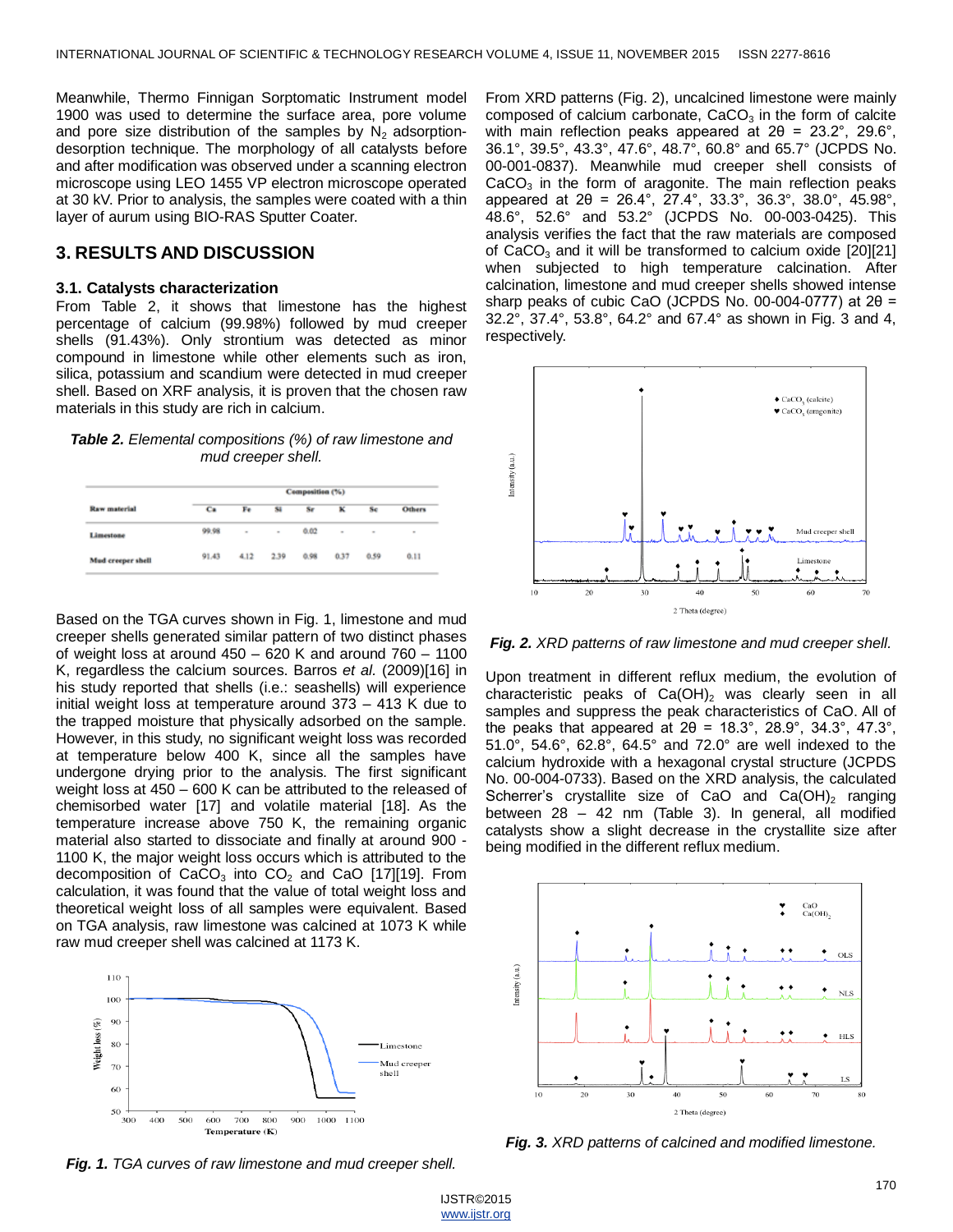Meanwhile, Thermo Finnigan Sorptomatic Instrument model 1900 was used to determine the surface area, pore volume and pore size distribution of the samples by $N_2$ adsorption-desorption technique. The morphology of all catalysts before and after modification was observed under a scanning electron microscope using LEO 1455 VP electron microscope operated at 30 kV. Prior to analysis, the samples were coated with a thin layer of aurum using BIO-RAS Sputter Coater.

## 3. RESULTS AND DISCUSSION

### 3.1. Catalysts characterization

From Table 2, it shows that limestone has the highest percentage of calcium (99.98%) followed by mud creeper shells (91.43%). Only strontium was detected as minor compound in limestone while other elements such as iron, silica, potassium and scandium were detected in mud creeper shell. Based on XRF analysis, it is proven that the chosen raw materials in this study are rich in calcium.

***Table 2.*** *Elemental compositions (%) of raw limestone and mud creeper shell.*

| Raw material | Composition (%) | | | | | | |
|---|---|---|---|---|---|---|---|
| | Ca | Fe | Si | Sr | K | Sc | Others |
| Limestone | 99.98 | - | - | 0.02 | - | - | - |
| Mud creeper shell | 91.43 | 4.12 | 2.39 | 0.98 | 0.37 | 0.59 | 0.11 |

Based on the TGA curves shown in Fig. 1, limestone and mud creeper shells generated similar pattern of two distinct phases of weight loss at around 450 – 620 K and around 760 – 1100 K, regardless the calcium sources. Barros *et al.* (2009)[16] in his study reported that shells (i.e.: seashells) will experience initial weight loss at temperature around 373 – 413 K due to the trapped moisture that physically adsorbed on the sample. However, in this study, no significant weight loss was recorded at temperature below 400 K, since all the samples have undergone drying prior to the analysis. The first significant weight loss at 450 – 600 K can be attributed to the released of chemisorbed water [17] and volatile material [18]. As the temperature increase above 750 K, the remaining organic material also started to dissociate and finally at around 900 - 1100 K, the major weight loss occurs which is attributed to the decomposition of $CaCO_3$ into $CO_2$ and CaO [17][19]. From calculation, it was found that the value of total weight loss and theoretical weight loss of all samples were equivalent. Based on TGA analysis, raw limestone was calcined at 1073 K while raw mud creeper shell was calcined at 1173 K.

***Fig. 1.*** *TGA curves of raw limestone and mud creeper shell.*

From XRD patterns (Fig. 2), uncalcined limestone were mainly composed of calcium carbonate, $CaCO_3$ in the form of calcite with main reflection peaks appeared at 2θ = 23.2°, 29.6°, 36.1°, 39.5°, 43.3°, 47.6°, 48.7°, 60.8° and 65.7° (JCPDS No. 00-001-0837). Meanwhile mud creeper shell consists of $CaCO_3$ in the form of aragonite. The main reflection peaks appeared at 2θ = 26.4°, 27.4°, 33.3°, 36.3°, 38.0°, 45.98°, 48.6°, 52.6° and 53.2° (JCPDS No. 00-003-0425). This analysis verifies the fact that the raw materials are composed of $CaCO_3$ and it will be transformed to calcium oxide [20][21] when subjected to high temperature calcination. After calcination, limestone and mud creeper shells showed intense sharp peaks of cubic CaO (JCPDS No. 00-004-0777) at 2θ = 32.2°, 37.4°, 53.8°, 64.2° and 67.4° as shown in Fig. 3 and 4, respectively.

***Fig. 2.*** *XRD patterns of raw limestone and mud creeper shell.*

Upon treatment in different reflux medium, the evolution of characteristic peaks of $Ca(OH)_2$ was clearly seen in all samples and suppress the peak characteristics of CaO. All of the peaks that appeared at 2θ = 18.3°, 28.9°, 34.3°, 47.3°, 51.0°, 54.6°, 62.8°, 64.5° and 72.0° are well indexed to the calcium hydroxide with a hexagonal crystal structure (JCPDS No. 00-004-0733). Based on the XRD analysis, the calculated Scherrer's crystallite size of CaO and $Ca(OH)_2$ ranging between 28 – 42 nm (Table 3). In general, all modified catalysts show a slight decrease in the crystallite size after being modified in the different reflux medium.

***Fig. 3.*** *XRD patterns of calcined and modified limestone.*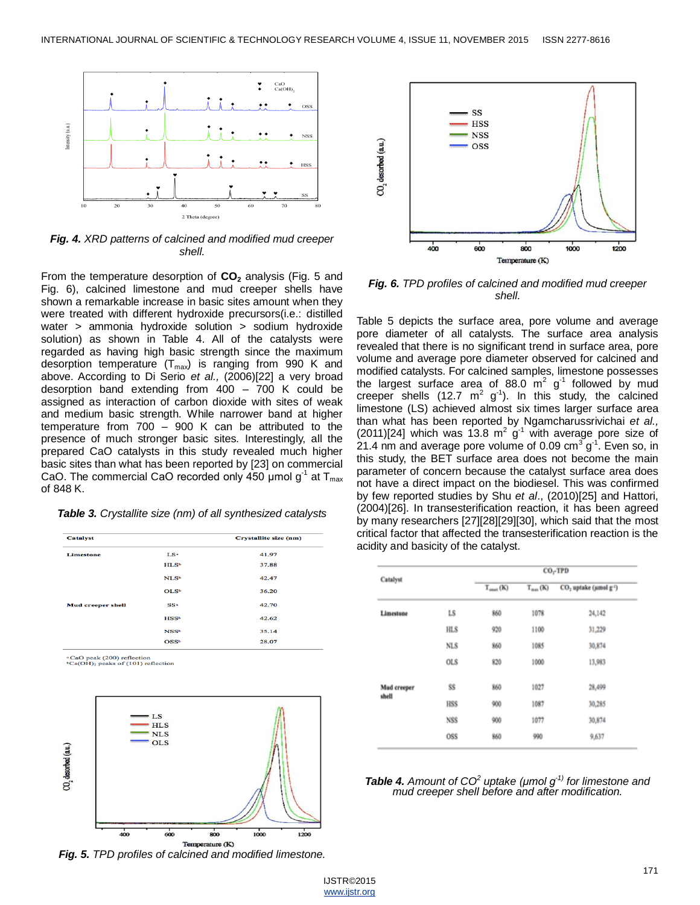*Fig. 4. XRD patterns of calcined and modified mud creeper shell.*

From the temperature desorption of $CO_2$ analysis (Fig. 5 and Fig. 6), calcined limestone and mud creeper shells have shown a remarkable increase in basic sites amount when they were treated with different hydroxide precursors(i.e.: distilled water > ammonia hydroxide solution > sodium hydroxide solution) as shown in Table 4. All of the catalysts were regarded as having high basic strength since the maximum desorption temperature ($T_{max}$) is ranging from 990 K and above. According to Di Serio *et al.,* (2006)[22] a very broad desorption band extending from 400 – 700 K could be assigned as interaction of carbon dioxide with sites of weak and medium basic strength. While narrower band at higher temperature from 700 – 900 K can be attributed to the presence of much stronger basic sites. Interestingly, all the prepared CaO catalysts in this study revealed much higher basic sites than what has been reported by [23] on commercial CaO. The commercial CaO recorded only 450 µmol $g^{-1}$ at $T_{max}$ of 848 K.

*Table 3. Crystallite size (nm) of all synthesized catalysts*

| Catalyst | | Crystallite size (nm) |
|---|---|---|
| Limestone | LS[a] | 41.97 |
| | HLS[b] | 37.88 |
| | NLS[b] | 42.47 |
| | OLS[b] | 36.20 |
| Mud creeper shell | SS[a] | 42.70 |
| | HSS[b] | 42.62 |
| | NSS[b] | 35.14 |
| | OSS[b] | 28.07 |

[a] CaO peak (200) reflection
[b] $Ca(OH)_2$ peaks of (101) reflection

*Fig. 5. TPD profiles of calcined and modified limestone.*

*Fig. 6. TPD profiles of calcined and modified mud creeper shell.*

Table 5 depicts the surface area, pore volume and average pore diameter of all catalysts. The surface area analysis revealed that there is no significant trend in surface area, pore volume and average pore diameter observed for calcined and modified catalysts. For calcined samples, limestone possesses the largest surface area of 88.0 $m^2$ $g^{-1}$ followed by mud creeper shells (12.7 $m^2$ $g^{-1}$). In this study, the calcined limestone (LS) achieved almost six times larger surface area than what has been reported by Ngamcharussrivichai *et al.,* (2011)[24] which was 13.8 $m^2$ $g^{-1}$ with average pore size of 21.4 nm and average pore volume of 0.09 $cm^3$ $g^{-1}$. Even so, in this study, the BET surface area does not become the main parameter of concern because the catalyst surface area does not have a direct impact on the biodiesel. This was confirmed by few reported studies by Shu *et al*., (2010)[25] and Hattori, (2004)[26]. In transesterification reaction, it has been agreed by many researchers [27][28][29][30], which said that the most critical factor that affected the transesterification reaction is the acidity and basicity of the catalyst.

| Catalyst | | $CO_2$-TPD | | |
|---|---|---|---|---|
| | | $T_{onset}$ (K) | $T_{max}$ (K) | $CO_2$ uptake (µmol $g^{-1}$) |
| Limestone | LS | 860 | 1078 | 24,142 |
| | HLS | 920 | 1100 | 31,229 |
| | NLS | 860 | 1085 | 30,874 |
| | OLS | 820 | 1000 | 13,983 |
| Mud creeper shell | SS | 860 | 1027 | 28,499 |
| | HSS | 900 | 1087 | 30,285 |
| | NSS | 900 | 1077 | 30,874 |
| | OSS | 860 | 990 | 9,637 |

*Table 4. Amount of $CO^2$ uptake (µmol $g^{-1)}$ for limestone and mud creeper shell before and after modification.*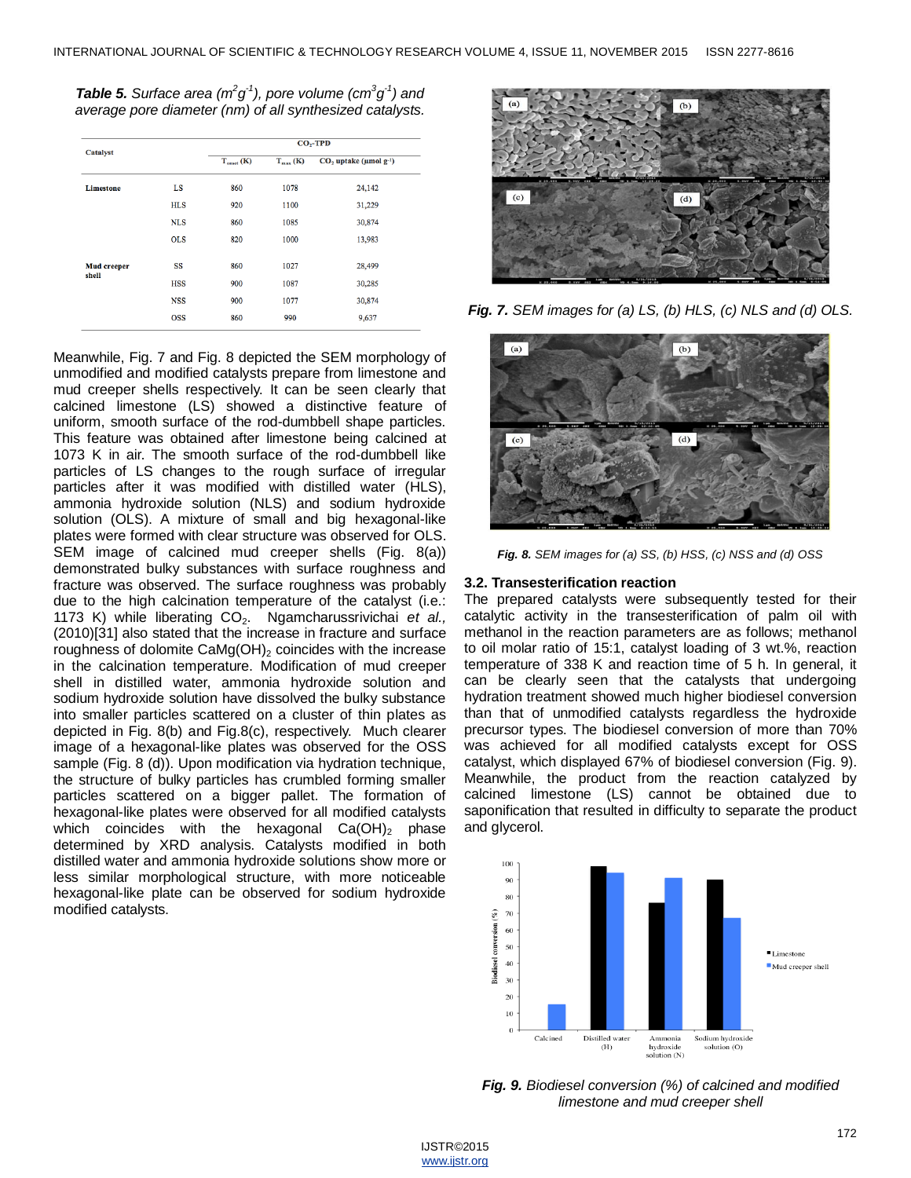***Table 5.*** *Surface area ($m^2g^{-1}$), pore volume ($cm^3g^{-1}$) and average pore diameter (nm) of all synthesized catalysts.*

| Catalyst | | $CO_2$-TPD | | |
|---|---|---|---|---|
| | | $T_{onset}$ (K) | $T_{max}$ (K) | $CO_2$ uptake (μmol $g^{-1}$) |
| **Limestone** | LS | 860 | 1078 | 24,142 |
| | HLS | 920 | 1100 | 31,229 |
| | NLS | 860 | 1085 | 30,874 |
| | OLS | 820 | 1000 | 13,983 |
| **Mud creeper shell** | SS | 860 | 1027 | 28,499 |
| | HSS | 900 | 1087 | 30,285 |
| | NSS | 900 | 1077 | 30,874 |
| | OSS | 860 | 990 | 9,637 |

Meanwhile, Fig. 7 and Fig. 8 depicted the SEM morphology of unmodified and modified catalysts prepare from limestone and mud creeper shells respectively. It can be seen clearly that calcined limestone (LS) showed a distinctive feature of uniform, smooth surface of the rod-dumbbell shape particles. This feature was obtained after limestone being calcined at 1073 K in air. The smooth surface of the rod-dumbbell like particles of LS changes to the rough surface of irregular particles after it was modified with distilled water (HLS), ammonia hydroxide solution (NLS) and sodium hydroxide solution (OLS). A mixture of small and big hexagonal-like plates were formed with clear structure was observed for OLS. SEM image of calcined mud creeper shells (Fig. 8(a)) demonstrated bulky substances with surface roughness and fracture was observed. The surface roughness was probably due to the high calcination temperature of the catalyst (i.e.: 1173 K) while liberating $CO_2$. Ngamcharussrivichai *et al.,* (2010)[31] also stated that the increase in fracture and surface roughness of dolomite $CaMg(OH)_2$ coincides with the increase in the calcination temperature. Modification of mud creeper shell in distilled water, ammonia hydroxide solution and sodium hydroxide solution have dissolved the bulky substance into smaller particles scattered on a cluster of thin plates as depicted in Fig. 8(b) and Fig.8(c), respectively. Much clearer image of a hexagonal-like plates was observed for the OSS sample (Fig. 8 (d)). Upon modification via hydration technique, the structure of bulky particles has crumbled forming smaller particles scattered on a bigger pallet. The formation of hexagonal-like plates were observed for all modified catalysts which coincides with the hexagonal $Ca(OH)_2$ phase determined by XRD analysis. Catalysts modified in both distilled water and ammonia hydroxide solutions show more or less similar morphological structure, with more noticeable hexagonal-like plate can be observed for sodium hydroxide modified catalysts.

***Fig. 7.*** *SEM images for (a) LS, (b) HLS, (c) NLS and (d) OLS.*

***Fig. 8.*** *SEM images for (a) SS, (b) HSS, (c) NSS and (d) OSS*

### 3.2. Transesterification reaction

The prepared catalysts were subsequently tested for their catalytic activity in the transesterification of palm oil with methanol in the reaction parameters are as follows; methanol to oil molar ratio of 15:1, catalyst loading of 3 wt.%, reaction temperature of 338 K and reaction time of 5 h. In general, it can be clearly seen that the catalysts that undergoing hydration treatment showed much higher biodiesel conversion than that of unmodified catalysts regardless the hydroxide precursor types. The biodiesel conversion of more than 70% was achieved for all modified catalysts except for OSS catalyst, which displayed 67% of biodiesel conversion (Fig. 9). Meanwhile, the product from the reaction catalyzed by calcined limestone (LS) cannot be obtained due to saponification that resulted in difficulty to separate the product and glycerol.

***Fig. 9.*** *Biodiesel conversion (%) of calcined and modified limestone and mud creeper shell*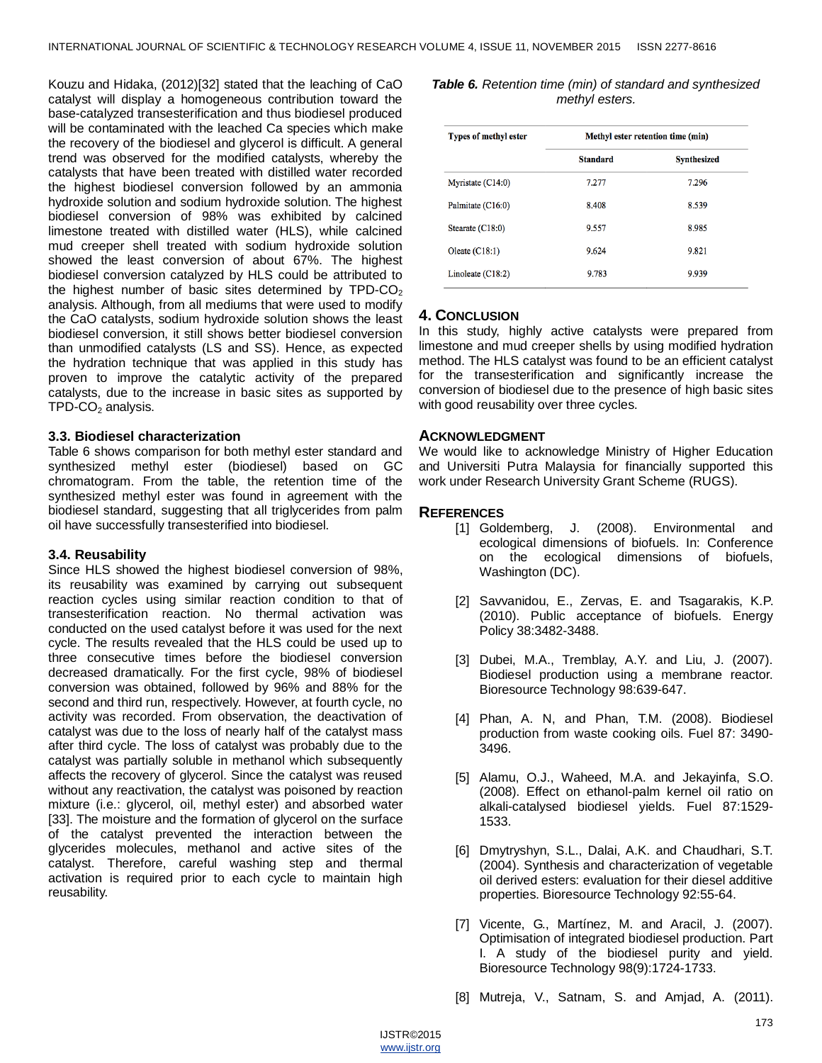Kouzu and Hidaka, (2012)[32] stated that the leaching of CaO catalyst will display a homogeneous contribution toward the base-catalyzed transesterification and thus biodiesel produced will be contaminated with the leached Ca species which make the recovery of the biodiesel and glycerol is difficult. A general trend was observed for the modified catalysts, whereby the catalysts that have been treated with distilled water recorded the highest biodiesel conversion followed by an ammonia hydroxide solution and sodium hydroxide solution. The highest biodiesel conversion of 98% was exhibited by calcined limestone treated with distilled water (HLS), while calcined mud creeper shell treated with sodium hydroxide solution showed the least conversion of about 67%. The highest biodiesel conversion catalyzed by HLS could be attributed to the highest number of basic sites determined by TPD-$CO_2$ analysis. Although, from all mediums that were used to modify the CaO catalysts, sodium hydroxide solution shows the least biodiesel conversion, it still shows better biodiesel conversion than unmodified catalysts (LS and SS). Hence, as expected the hydration technique that was applied in this study has proven to improve the catalytic activity of the prepared catalysts, due to the increase in basic sites as supported by TPD-$CO_2$ analysis.

### 3.3. Biodiesel characterization

Table 6 shows comparison for both methyl ester standard and synthesized methyl ester (biodiesel) based on GC chromatogram. From the table, the retention time of the synthesized methyl ester was found in agreement with the biodiesel standard, suggesting that all triglycerides from palm oil have successfully transesterified into biodiesel.

### 3.4. Reusability

Since HLS showed the highest biodiesel conversion of 98%, its reusability was examined by carrying out subsequent reaction cycles using similar reaction condition to that of transesterification reaction. No thermal activation was conducted on the used catalyst before it was used for the next cycle. The results revealed that the HLS could be used up to three consecutive times before the biodiesel conversion decreased dramatically. For the first cycle, 98% of biodiesel conversion was obtained, followed by 96% and 88% for the second and third run, respectively. However, at fourth cycle, no activity was recorded. From observation, the deactivation of catalyst was due to the loss of nearly half of the catalyst mass after third cycle. The loss of catalyst was probably due to the catalyst was partially soluble in methanol which subsequently affects the recovery of glycerol. Since the catalyst was reused without any reactivation, the catalyst was poisoned by reaction mixture (i.e.: glycerol, oil, methyl ester) and absorbed water [33]. The moisture and the formation of glycerol on the surface of the catalyst prevented the interaction between the glycerides molecules, methanol and active sites of the catalyst. Therefore, careful washing step and thermal activation is required prior to each cycle to maintain high reusability.

***Table 6.*** *Retention time (min) of standard and synthesized methyl esters.*

| Types of methyl ester | Methyl ester retention time (min) | |
|---|---|---|
| | Standard | Synthesized |
| Myristate (C14:0) | 7.277 | 7.296 |
| Palmitate (C16:0) | 8.408 | 8.539 |
| Stearate (C18:0) | 9.557 | 8.985 |
| Oleate (C18:1) | 9.624 | 9.821 |
| Linoleate (C18:2) | 9.783 | 9.939 |

## 4. Conclusion

In this study, highly active catalysts were prepared from limestone and mud creeper shells by using modified hydration method. The HLS catalyst was found to be an efficient catalyst for the transesterification and significantly increase the conversion of biodiesel due to the presence of high basic sites with good reusability over three cycles.

## Acknowledgment

We would like to acknowledge Ministry of Higher Education and Universiti Putra Malaysia for financially supported this work under Research University Grant Scheme (RUGS).

## References

[1] Goldemberg, J. (2008). Environmental and ecological dimensions of biofuels. In: Conference on the ecological dimensions of biofuels, Washington (DC).

[2] Savvanidou, E., Zervas, E. and Tsagarakis, K.P. (2010). Public acceptance of biofuels. Energy Policy 38:3482-3488.

[3] Dubei, M.A., Tremblay, A.Y. and Liu, J. (2007). Biodiesel production using a membrane reactor. Bioresource Technology 98:639-647.

[4] Phan, A. N, and Phan, T.M. (2008). Biodiesel production from waste cooking oils. Fuel 87: 3490-3496.

[5] Alamu, O.J., Waheed, M.A. and Jekayinfa, S.O. (2008). Effect on ethanol-palm kernel oil ratio on alkali-catalysed biodiesel yields. Fuel 87:1529-1533.

[6] Dmytryshyn, S.L., Dalai, A.K. and Chaudhari, S.T. (2004). Synthesis and characterization of vegetable oil derived esters: evaluation for their diesel additive properties. Bioresource Technology 92:55-64.

[7] Vicente, G., Martínez, M. and Aracil, J. (2007). Optimisation of integrated biodiesel production. Part I. A study of the biodiesel purity and yield. Bioresource Technology 98(9):1724-1733.

[8] Mutreja, V., Satnam, S. and Amjad, A. (2011).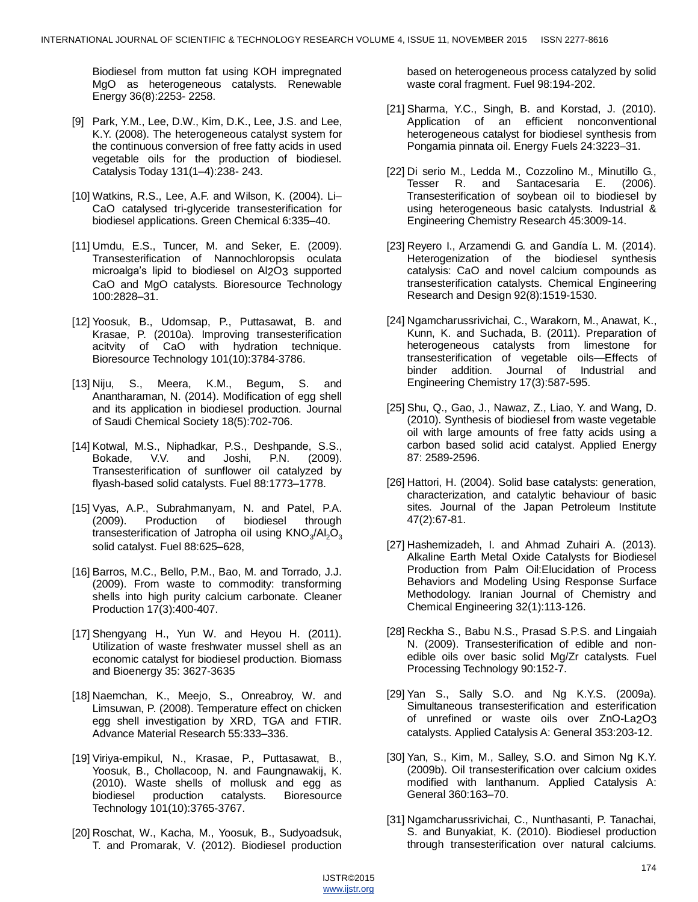Biodiesel from mutton fat using KOH impregnated MgO as heterogeneous catalysts. Renewable Energy 36(8):2253- 2258.

[9] Park, Y.M., Lee, D.W., Kim, D.K., Lee, J.S. and Lee, K.Y. (2008). The heterogeneous catalyst system for the continuous conversion of free fatty acids in used vegetable oils for the production of biodiesel. Catalysis Today 131(1–4):238- 243.

[10] Watkins, R.S., Lee, A.F. and Wilson, K. (2004). Li–CaO catalysed tri-glyceride transesterification for biodiesel applications. Green Chemical 6:335–40.

[11] Umdu, E.S., Tuncer, M. and Seker, E. (2009). Transesterification of Nannochloropsis oculata microalga's lipid to biodiesel on $Al_2O_3$ supported CaO and MgO catalysts. Bioresource Technology 100:2828–31.

[12] Yoosuk, B., Udomsap, P., Puttasawat, B. and Krasae, P. (2010a). Improving transesterification acitvity of CaO with hydration technique. Bioresource Technology 101(10):3784-3786.

[13] Niju, S., Meera, K.M., Begum, S. and Anantharaman, N. (2014). Modification of egg shell and its application in biodiesel production. Journal of Saudi Chemical Society 18(5):702-706.

[14] Kotwal, M.S., Niphadkar, P.S., Deshpande, S.S., Bokade, V.V. and Joshi, P.N. (2009). Transesterification of sunflower oil catalyzed by flyash-based solid catalysts. Fuel 88:1773–1778.

[15] Vyas, A.P., Subrahmanyam, N. and Patel, P.A. (2009). Production of biodiesel through transesterification of Jatropha oil using $KNO_3/Al_2O_3$ solid catalyst. Fuel 88:625–628,

[16] Barros, M.C., Bello, P.M., Bao, M. and Torrado, J.J. (2009). From waste to commodity: transforming shells into high purity calcium carbonate. Cleaner Production 17(3):400-407.

[17] Shengyang H., Yun W. and Heyou H. (2011). Utilization of waste freshwater mussel shell as an economic catalyst for biodiesel production. Biomass and Bioenergy 35: 3627-3635

[18] Naemchan, K., Meejo, S., Onreabroy, W. and Limsuwan, P. (2008). Temperature effect on chicken egg shell investigation by XRD, TGA and FTIR. Advance Material Research 55:333–336.

[19] Viriya-empikul, N., Krasae, P., Puttasawat, B., Yoosuk, B., Chollacoop, N. and Faungnawakij, K. (2010). Waste shells of mollusk and egg as biodiesel production catalysts. Bioresource Technology 101(10):3765-3767.

[20] Roschat, W., Kacha, M., Yoosuk, B., Sudyoadsuk, T. and Promarak, V. (2012). Biodiesel production based on heterogeneous process catalyzed by solid waste coral fragment. Fuel 98:194-202.

[21] Sharma, Y.C., Singh, B. and Korstad, J. (2010). Application of an efficient nonconventional heterogeneous catalyst for biodiesel synthesis from Pongamia pinnata oil. Energy Fuels 24:3223–31.

[22] Di serio M., Ledda M., Cozzolino M., Minutillo G., Tesser R. and Santacesaria E. (2006). Transesterification of soybean oil to biodiesel by using heterogeneous basic catalysts. Industrial & Engineering Chemistry Research 45:3009-14.

[23] Reyero I., Arzamendi G. and Gandía L. M. (2014). Heterogenization of the biodiesel synthesis catalysis: CaO and novel calcium compounds as transesterification catalysts. Chemical Engineering Research and Design 92(8):1519-1530.

[24] Ngamcharussrivichai, C., Warakorn, M., Anawat, K., Kunn, K. and Suchada, B. (2011). Preparation of heterogeneous catalysts from limestone for transesterification of vegetable oils—Effects of binder addition. Journal of Industrial and Engineering Chemistry 17(3):587-595.

[25] Shu, Q., Gao, J., Nawaz, Z., Liao, Y. and Wang, D. (2010). Synthesis of biodiesel from waste vegetable oil with large amounts of free fatty acids using a carbon based solid acid catalyst. Applied Energy 87: 2589-2596.

[26] Hattori, H. (2004). Solid base catalysts: generation, characterization, and catalytic behaviour of basic sites. Journal of the Japan Petroleum Institute 47(2):67-81.

[27] Hashemizadeh, I. and Ahmad Zuhairi A. (2013). Alkaline Earth Metal Oxide Catalysts for Biodiesel Production from Palm Oil:Elucidation of Process Behaviors and Modeling Using Response Surface Methodology. Iranian Journal of Chemistry and Chemical Engineering 32(1):113-126.

[28] Reckha S., Babu N.S., Prasad S.P.S. and Lingaiah N. (2009). Transesterification of edible and non-edible oils over basic solid Mg/Zr catalysts. Fuel Processing Technology 90:152-7.

[29] Yan S., Sally S.O. and Ng K.Y.S. (2009a). Simultaneous transesterification and esterification of unrefined or waste oils over $ZnO-La_2O_3$ catalysts. Applied Catalysis A: General 353:203-12.

[30] Yan, S., Kim, M., Salley, S.O. and Simon Ng K.Y. (2009b). Oil transesterification over calcium oxides modified with lanthanum. Applied Catalysis A: General 360:163–70.

[31] Ngamcharussrivichai, C., Nunthasanti, P. Tanachai, S. and Bunyakiat, K. (2010). Biodiesel production through transesterification over natural calciums.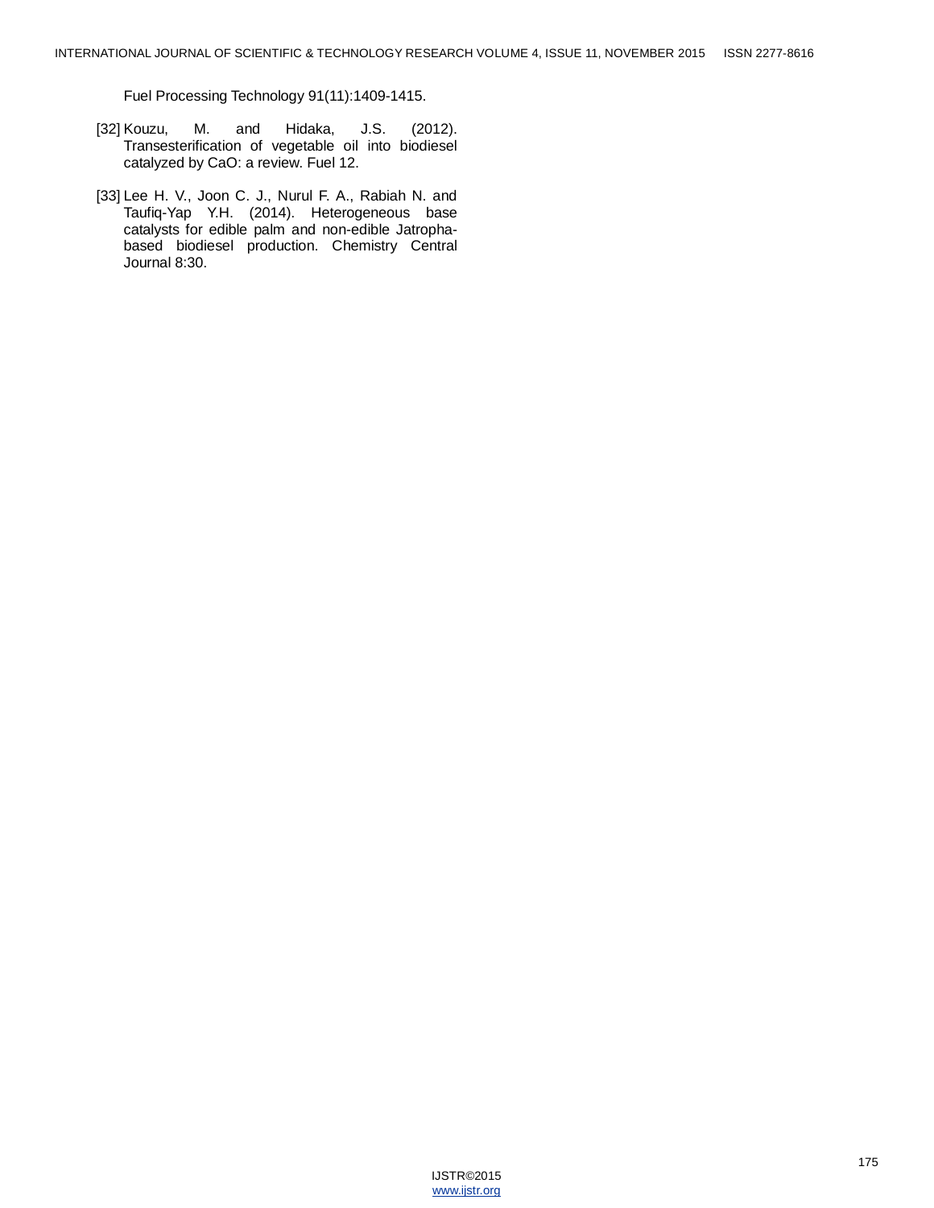Fuel Processing Technology 91(11):1409-1415.

[32] Kouzu, M. and Hidaka, J.S. (2012). Transesterification of vegetable oil into biodiesel catalyzed by CaO: a review. Fuel 12.

[33] Lee H. V., Joon C. J., Nurul F. A., Rabiah N. and Taufiq-Yap Y.H. (2014). Heterogeneous base catalysts for edible palm and non-edible Jatropha-based biodiesel production. Chemistry Central Journal 8:30.